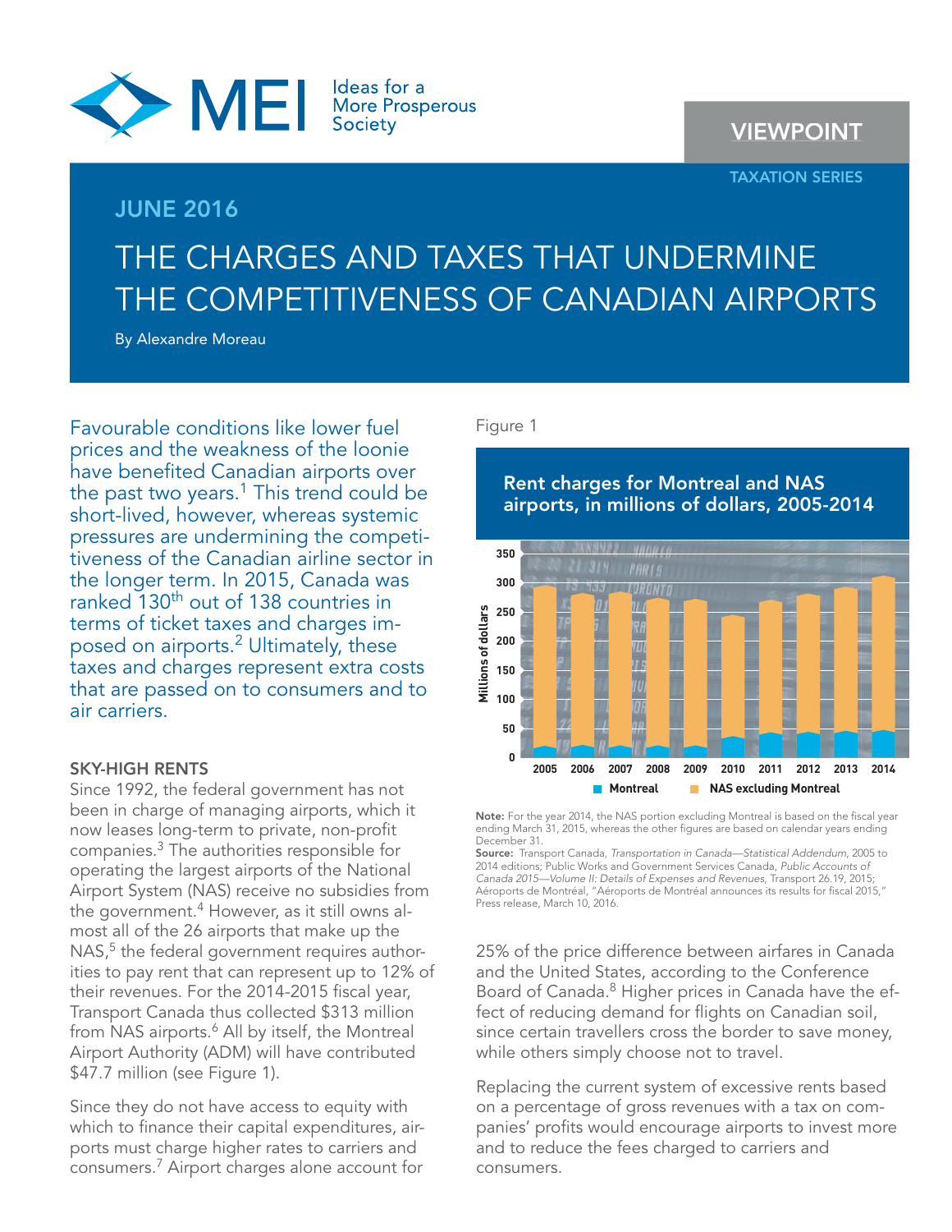MEI Ideas for a More Prosperous Society

VIEWPOINT

TAXATION SERIES

JUNE 2016

# THE CHARGES AND TAXES THAT UNDERMINE THE COMPETITIVENESS OF CANADIAN AIRPORTS

By Alexandre Moreau

Favourable conditions like lower fuel prices and the weakness of the loonie have benefited Canadian airports over the past two years.[1] This trend could be short-lived, however, whereas systemic pressures are undermining the competitiveness of the Canadian airline sector in the longer term. In 2015, Canada was ranked 130th out of 138 countries in terms of ticket taxes and charges imposed on airports.[2] Ultimately, these taxes and charges represent extra costs that are passed on to consumers and to air carriers.

## SKY-HIGH RENTS

Since 1992, the federal government has not been in charge of managing airports, which it now leases long-term to private, non-profit companies.[3] The authorities responsible for operating the largest airports of the National Airport System (NAS) receive no subsidies from the government.[4] However, as it still owns almost all of the 26 airports that make up the NAS,[5] the federal government requires authorities to pay rent that can represent up to 12% of their revenues. For the 2014-2015 fiscal year, Transport Canada thus collected $313 million from NAS airports.[6] All by itself, the Montreal Airport Authority (ADM) will have contributed $47.7 million (see Figure 1).

Since they do not have access to equity with which to finance their capital expenditures, airports must charge higher rates to carriers and consumers.[7] Airport charges alone account for 25% of the price difference between airfares in Canada and the United States, according to the Conference Board of Canada.[8] Higher prices in Canada have the effect of reducing demand for flights on Canadian soil, since certain travellers cross the border to save money, while others simply choose not to travel.

Replacing the current system of excessive rents based on a percentage of gross revenues with a tax on companies' profits would encourage airports to invest more and to reduce the fees charged to carriers and consumers.

Figure 1

**Rent charges for Montreal and NAS airports, in millions of dollars, 2005-2014**

(Stacked bar chart; y-axis: Millions of dollars, 0–350; x-axis: 2005–2014; legend: Montreal, NAS excluding Montreal)

**Note:** For the year 2014, the NAS portion excluding Montreal is based on the fiscal year ending March 31, 2015, whereas the other figures are based on calendar years ending December 31.

**Source:** Transport Canada, *Transportation in Canada—Statistical Addendum*, 2005 to 2014 editions; Public Works and Government Services Canada, *Public Accounts of Canada 2015—Volume II: Details of Expenses and Revenues*, Transport 26.19, 2015; Aéroports de Montréal, "Aéroports de Montréal announces its results for fiscal 2015," Press release, March 10, 2016.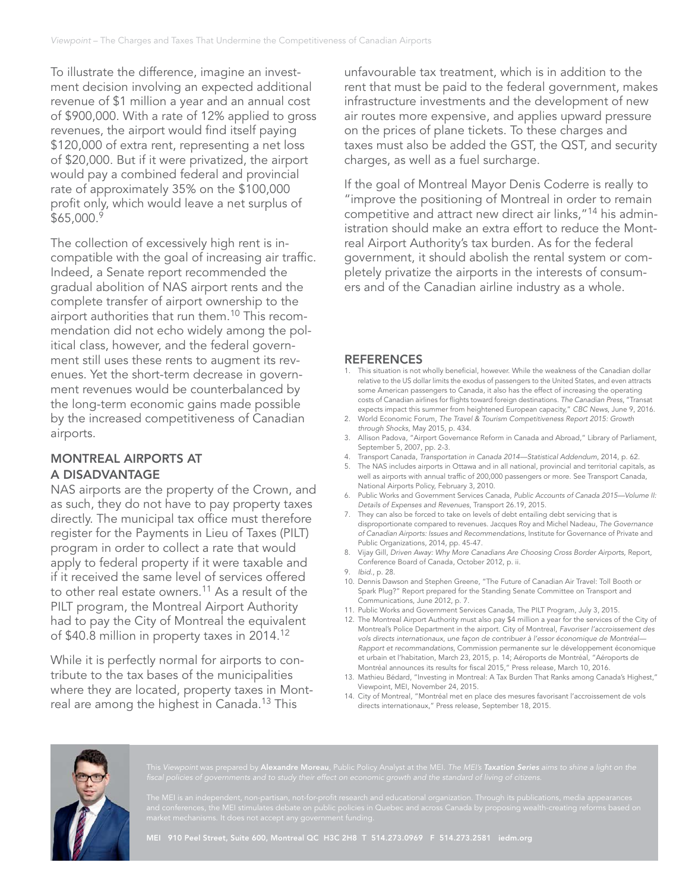To illustrate the difference, imagine an investment decision involving an expected additional revenue of $1 million a year and an annual cost of $900,000. With a rate of 12% applied to gross revenues, the airport would find itself paying $120,000 of extra rent, representing a net loss of $20,000. But if it were privatized, the airport would pay a combined federal and provincial rate of approximately 35% on the $100,000 profit only, which would leave a net surplus of $65,000.[9]

The collection of excessively high rent is incompatible with the goal of increasing air traffic. Indeed, a Senate report recommended the gradual abolition of NAS airport rents and the complete transfer of airport ownership to the airport authorities that run them.[10] This recommendation did not echo widely among the political class, however, and the federal government still uses these rents to augment its revenues. Yet the short-term decrease in government revenues would be counterbalanced by the long-term economic gains made possible by the increased competitiveness of Canadian airports.

## MONTREAL AIRPORTS AT A DISADVANTAGE

NAS airports are the property of the Crown, and as such, they do not have to pay property taxes directly. The municipal tax office must therefore register for the Payments in Lieu of Taxes (PILT) program in order to collect a rate that would apply to federal property if it were taxable and if it received the same level of services offered to other real estate owners.[11] As a result of the PILT program, the Montreal Airport Authority had to pay the City of Montreal the equivalent of $40.8 million in property taxes in 2014.[12]

While it is perfectly normal for airports to contribute to the tax bases of the municipalities where they are located, property taxes in Montreal are among the highest in Canada.[13] This unfavourable tax treatment, which is in addition to the rent that must be paid to the federal government, makes infrastructure investments and the development of new air routes more expensive, and applies upward pressure on the prices of plane tickets. To these charges and taxes must also be added the GST, the QST, and security charges, as well as a fuel surcharge.

If the goal of Montreal Mayor Denis Coderre is really to "improve the positioning of Montreal in order to remain competitive and attract new direct air links,"[14] his administration should make an extra effort to reduce the Montreal Airport Authority's tax burden. As for the federal government, it should abolish the rental system or completely privatize the airports in the interests of consumers and of the Canadian airline industry as a whole.

## REFERENCES

1. This situation is not wholly beneficial, however. While the weakness of the Canadian dollar relative to the US dollar limits the exodus of passengers to the United States, and even attracts some American passengers to Canada, it also has the effect of increasing the operating costs of Canadian airlines for flights toward foreign destinations. *The Canadian Press*, "Transat expects impact this summer from heightened European capacity," *CBC News*, June 9, 2016.
2. World Economic Forum, *The Travel & Tourism Competitiveness Report 2015: Growth through Shocks*, May 2015, p. 434.
3. Allison Padova, "Airport Governance Reform in Canada and Abroad," Library of Parliament, September 5, 2007, pp. 2-3.
4. Transport Canada, *Transportation in Canada 2014—Statistical Addendum*, 2014, p. 62.
5. The NAS includes airports in Ottawa and in all national, provincial and territorial capitals, as well as airports with annual traffic of 200,000 passengers or more. See Transport Canada, National Airports Policy, February 3, 2010.
6. Public Works and Government Services Canada, *Public Accounts of Canada 2015—Volume II: Details of Expenses and Revenues*, Transport 26.19, 2015.
7. They can also be forced to take on levels of debt entailing debt servicing that is disproportionate compared to revenues. Jacques Roy and Michel Nadeau, *The Governance of Canadian Airports: Issues and Recommendations*, Institute for Governance of Private and Public Organizations, 2014, pp. 45-47.
8. Vijay Gill, *Driven Away: Why More Canadians Are Choosing Cross Border Airports*, Report, Conference Board of Canada, October 2012, p. ii.
9. *Ibid.*, p. 28.
10. Dennis Dawson and Stephen Greene, "The Future of Canadian Air Travel: Toll Booth or Spark Plug?" Report prepared for the Standing Senate Committee on Transport and Communications, June 2012, p. 7.
11. Public Works and Government Services Canada, The PILT Program, July 3, 2015.
12. The Montreal Airport Authority must also pay $4 million a year for the services of the City of Montreal's Police Department in the airport. City of Montreal, *Favoriser l'accroissement des vols directs internationaux, une façon de contribuer à l'essor économique de Montréal—Rapport et recommandations*, Commission permanente sur le développement économique et urbain et l'habitation, March 23, 2015, p. 14; Aéroports de Montréal, "Aéroports de Montréal announces its results for fiscal 2015," Press release, March 10, 2016.
13. Mathieu Bédard, "Investing in Montreal: A Tax Burden That Ranks among Canada's Highest," Viewpoint, MEI, November 24, 2015.
14. City of Montreal, "Montréal met en place des mesures favorisant l'accroissement de vols directs internationaux," Press release, September 18, 2015.

This *Viewpoint* was prepared by **Alexandre Moreau**, Public Policy Analyst at the MEI. *The MEI's **Taxation Series** aims to shine a light on the fiscal policies of governments and to study their effect on economic growth and the standard of living of citizens.*

The MEI is an independent, non-partisan, not-for-profit research and educational organization. Through its publications, media appearances and conferences, the MEI stimulates debate on public policies in Quebec and across Canada by proposing wealth-creating reforms based on market mechanisms. It does not accept any government funding.

**MEI 910 Peel Street, Suite 600, Montreal QC H3C 2H8 T 514.273.0969 F 514.273.2581 iedm.org**